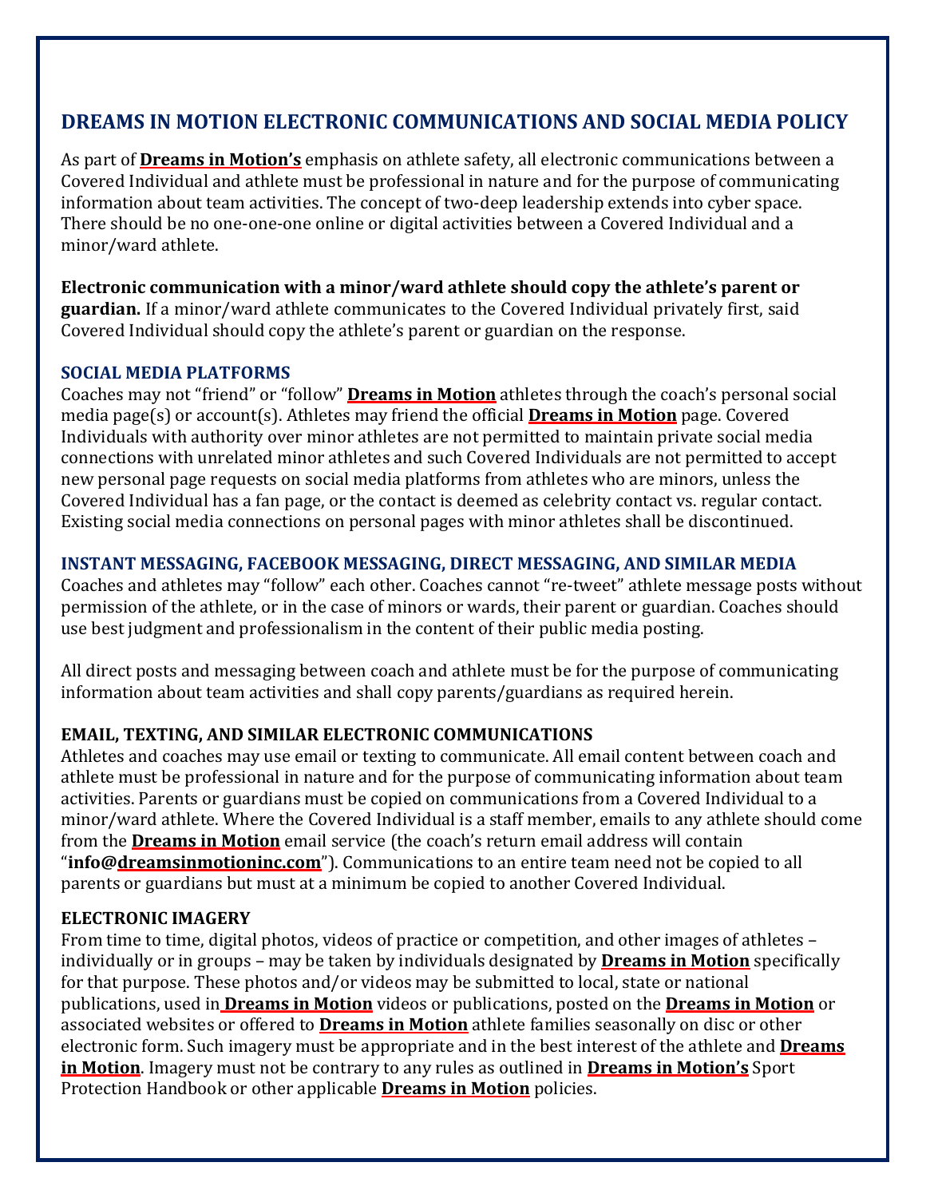# DREAMS IN MOTION ELECTRONIC COMMUNICATIONS AND SOCIAL MEDIA POLICY

As part of **Dreams in Motion's** emphasis on athlete safety, all electronic communications between a Covered Individual and athlete must be professional in nature and for the purpose of communicating information about team activities. The concept of two-deep leadership extends into cyber space. There should be no one-one-one online or digital activities between a Covered Individual and a minor/ward athlete.

**Electronic communication with a minor/ward athlete should copy the athlete's parent or guardian.** If a minor/ward athlete communicates to the Covered Individual privately first, said Covered Individual should copy the athlete's parent or guardian on the response.

## SOCIAL MEDIA PLATFORMS

Coaches may not "friend" or "follow" **Dreams in Motion** athletes through the coach's personal social media page(s) or account(s). Athletes may friend the official **Dreams in Motion** page. Covered Individuals with authority over minor athletes are not permitted to maintain private social media connections with unrelated minor athletes and such Covered Individuals are not permitted to accept new personal page requests on social media platforms from athletes who are minors, unless the Covered Individual has a fan page, or the contact is deemed as celebrity contact vs. regular contact. Existing social media connections on personal pages with minor athletes shall be discontinued.

## INSTANT MESSAGING, FACEBOOK MESSAGING, DIRECT MESSAGING, AND SIMILAR MEDIA

Coaches and athletes may "follow" each other. Coaches cannot "re-tweet" athlete message posts without permission of the athlete, or in the case of minors or wards, their parent or guardian. Coaches should use best judgment and professionalism in the content of their public media posting.

All direct posts and messaging between coach and athlete must be for the purpose of communicating information about team activities and shall copy parents/guardians as required herein.

## EMAIL, TEXTING, AND SIMILAR ELECTRONIC COMMUNICATIONS

Athletes and coaches may use email or texting to communicate. All email content between coach and athlete must be professional in nature and for the purpose of communicating information about team activities. Parents or guardians must be copied on communications from a Covered Individual to a minor/ward athlete. Where the Covered Individual is a staff member, emails to any athlete should come from the **Dreams in Motion** email service (the coach's return email address will contain "**info@dreamsinmotioninc.com**"). Communications to an entire team need not be copied to all parents or guardians but must at a minimum be copied to another Covered Individual.

## ELECTRONIC IMAGERY

From time to time, digital photos, videos of practice or competition, and other images of athletes – individually or in groups – may be taken by individuals designated by **Dreams in Motion** specifically for that purpose. These photos and/or videos may be submitted to local, state or national publications, used in **Dreams in Motion** videos or publications, posted on the **Dreams in Motion** or associated websites or offered to **Dreams in Motion** athlete families seasonally on disc or other electronic form. Such imagery must be appropriate and in the best interest of the athlete and **Dreams in Motion**. Imagery must not be contrary to any rules as outlined in **Dreams in Motion's** Sport Protection Handbook or other applicable **Dreams in Motion** policies.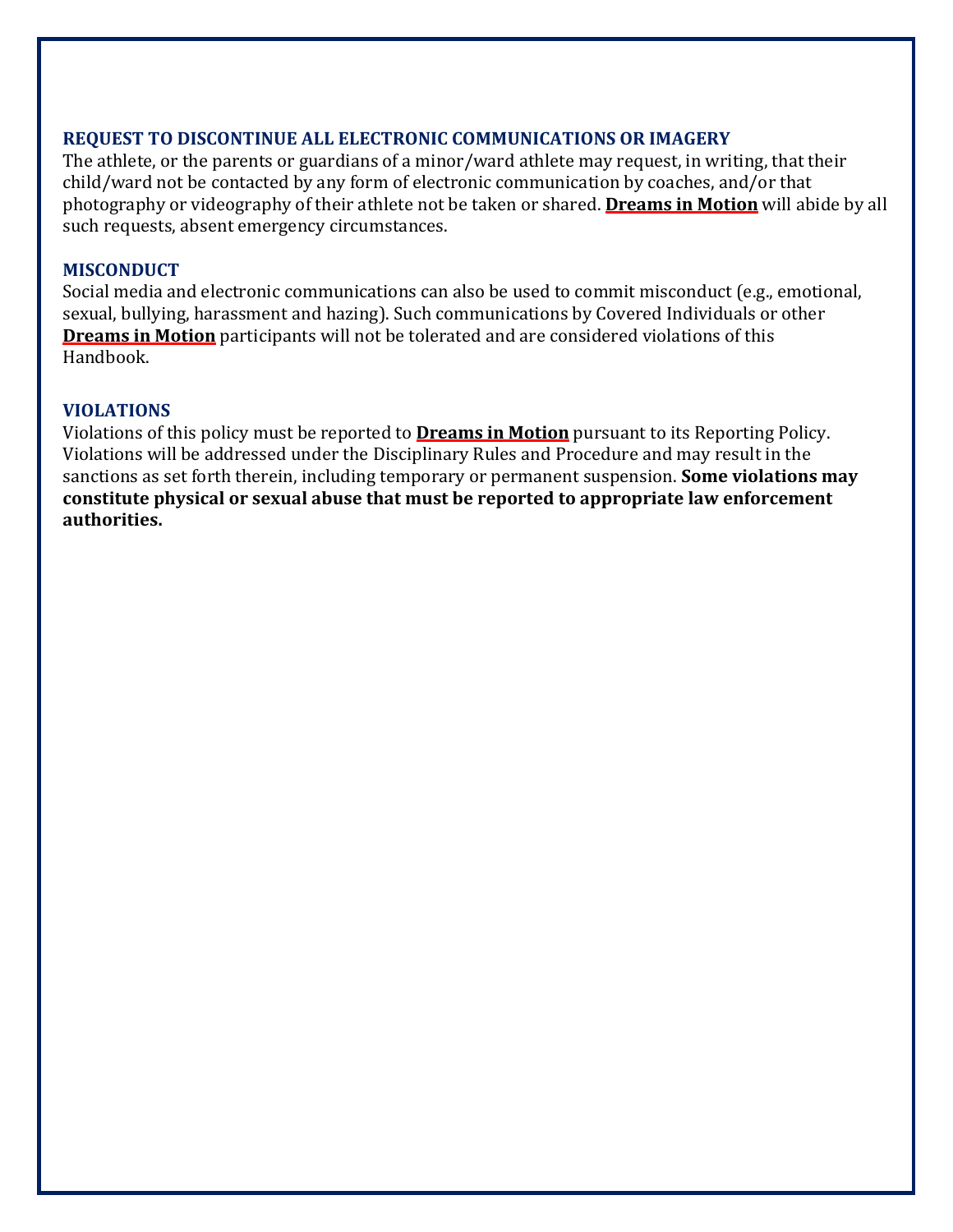### REQUEST TO DISCONTINUE ALL ELECTRONIC COMMUNICATIONS OR IMAGERY

The athlete, or the parents or guardians of a minor/ward athlete may request, in writing, that their child/ward not be contacted by any form of electronic communication by coaches, and/or that photography or videography of their athlete not be taken or shared. **Dreams in Motion** will abide by all such requests, absent emergency circumstances.

### MISCONDUCT

Social media and electronic communications can also be used to commit misconduct (e.g., emotional, sexual, bullying, harassment and hazing). Such communications by Covered Individuals or other **Dreams in Motion** participants will not be tolerated and are considered violations of this Handbook.

### VIOLATIONS

Violations of this policy must be reported to **Dreams in Motion** pursuant to its Reporting Policy. Violations will be addressed under the Disciplinary Rules and Procedure and may result in the sanctions as set forth therein, including temporary or permanent suspension. **Some violations may constitute physical or sexual abuse that must be reported to appropriate law enforcement authorities.**